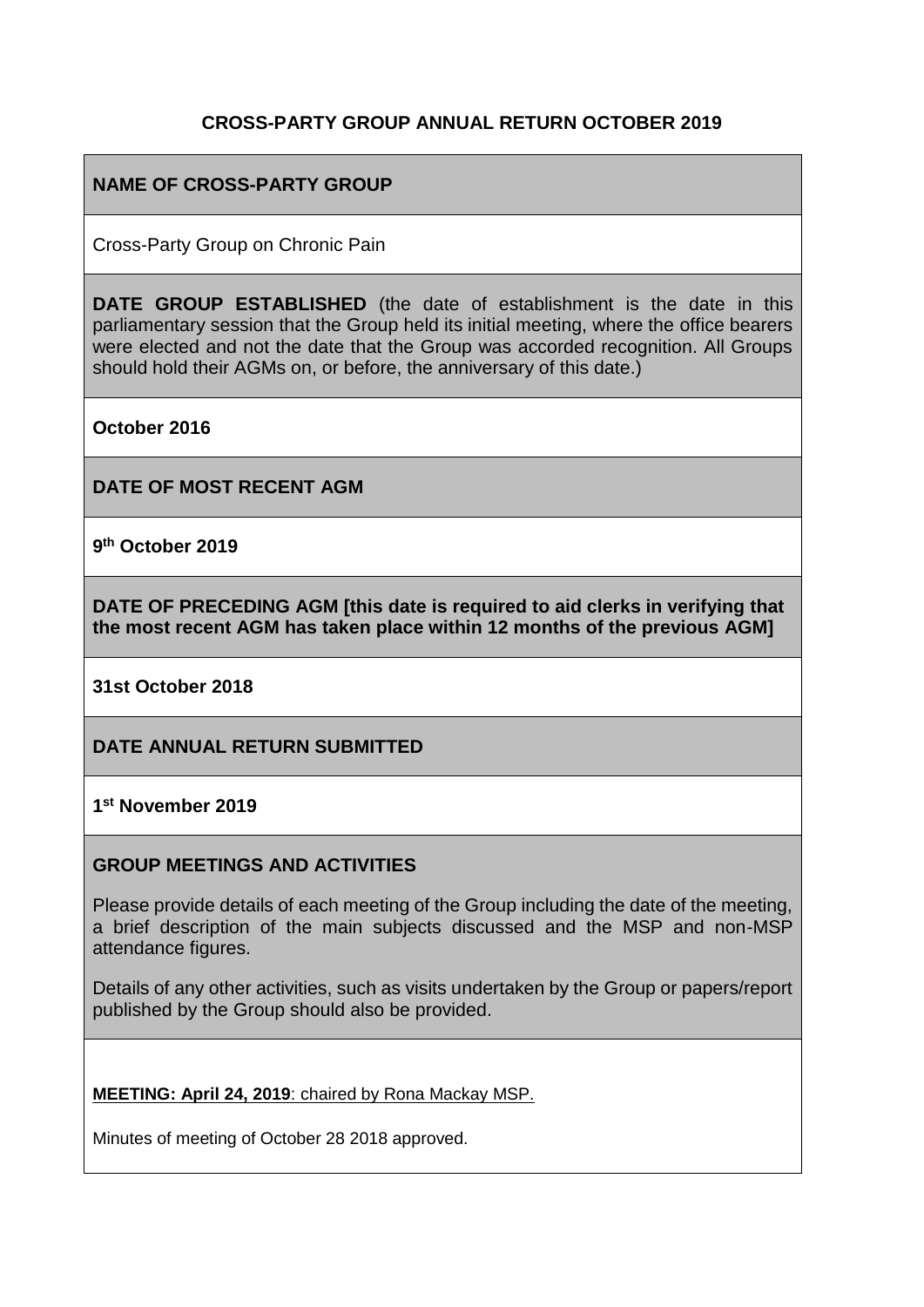# CROSS-PARTY GROUP ANNUAL RETURN OCTOBER 2019

## NAME OF CROSS-PARTY GROUP

Cross-Party Group on Chronic Pain

**DATE GROUP ESTABLISHED** (the date of establishment is the date in this parliamentary session that the Group held its initial meeting, where the office bearers were elected and not the date that the Group was accorded recognition. All Groups should hold their AGMs on, or before, the anniversary of this date.)

**October 2016**

## DATE OF MOST RECENT AGM

**9th October 2019**

## DATE OF PRECEDING AGM [this date is required to aid clerks in verifying that the most recent AGM has taken place within 12 months of the previous AGM]

**31st October 2018**

## DATE ANNUAL RETURN SUBMITTED

**1st November 2019**

## GROUP MEETINGS AND ACTIVITIES

Please provide details of each meeting of the Group including the date of the meeting, a brief description of the main subjects discussed and the MSP and non-MSP attendance figures.

Details of any other activities, such as visits undertaken by the Group or papers/report published by the Group should also be provided.

**MEETING: April 24, 2019**: chaired by Rona Mackay MSP.

Minutes of meeting of October 28 2018 approved.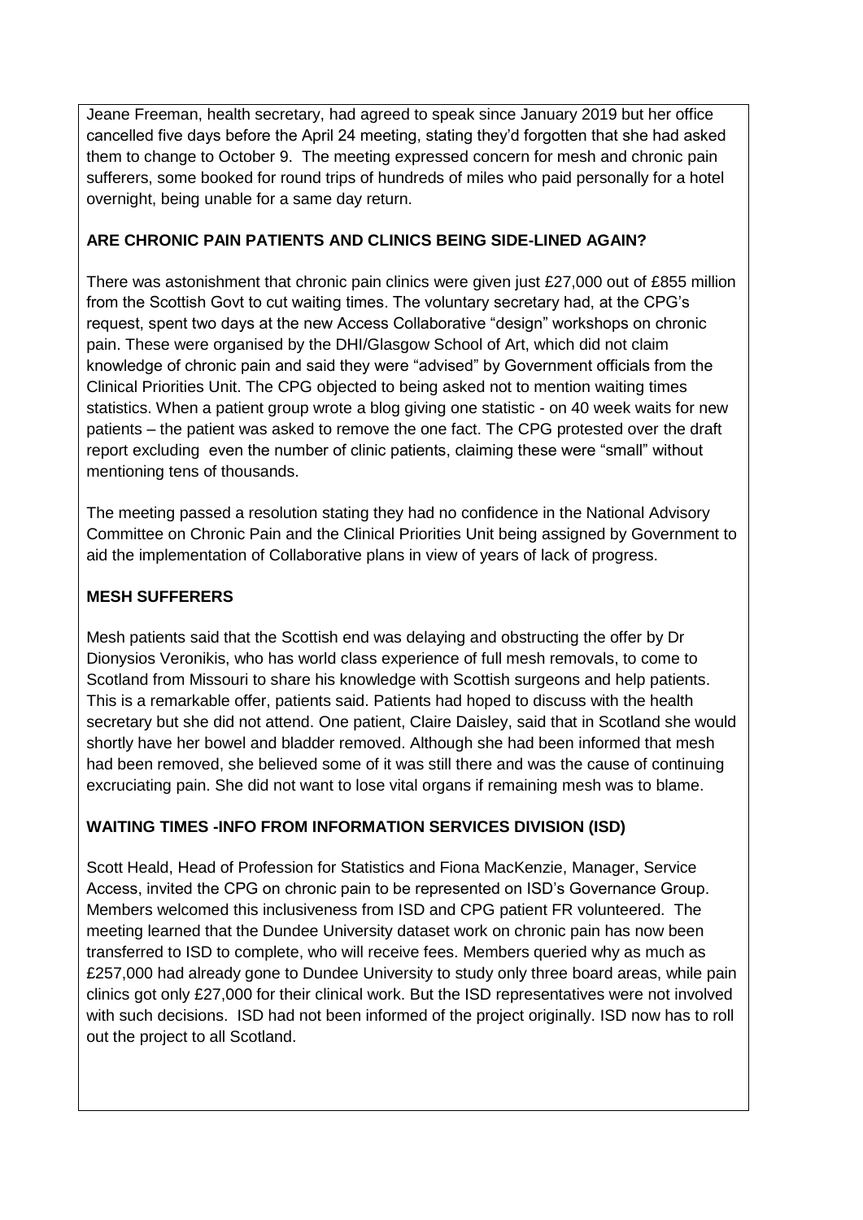Jeane Freeman, health secretary, had agreed to speak since January 2019 but her office cancelled five days before the April 24 meeting, stating they'd forgotten that she had asked them to change to October 9. The meeting expressed concern for mesh and chronic pain sufferers, some booked for round trips of hundreds of miles who paid personally for a hotel overnight, being unable for a same day return.

**ARE CHRONIC PAIN PATIENTS AND CLINICS BEING SIDE-LINED AGAIN?**

There was astonishment that chronic pain clinics were given just £27,000 out of £855 million from the Scottish Govt to cut waiting times. The voluntary secretary had, at the CPG's request, spent two days at the new Access Collaborative "design" workshops on chronic pain. These were organised by the DHI/Glasgow School of Art, which did not claim knowledge of chronic pain and said they were "advised" by Government officials from the Clinical Priorities Unit. The CPG objected to being asked not to mention waiting times statistics. When a patient group wrote a blog giving one statistic - on 40 week waits for new patients – the patient was asked to remove the one fact. The CPG protested over the draft report excluding even the number of clinic patients, claiming these were "small" without mentioning tens of thousands.

The meeting passed a resolution stating they had no confidence in the National Advisory Committee on Chronic Pain and the Clinical Priorities Unit being assigned by Government to aid the implementation of Collaborative plans in view of years of lack of progress.

**MESH SUFFERERS**

Mesh patients said that the Scottish end was delaying and obstructing the offer by Dr Dionysios Veronikis, who has world class experience of full mesh removals, to come to Scotland from Missouri to share his knowledge with Scottish surgeons and help patients. This is a remarkable offer, patients said. Patients had hoped to discuss with the health secretary but she did not attend. One patient, Claire Daisley, said that in Scotland she would shortly have her bowel and bladder removed. Although she had been informed that mesh had been removed, she believed some of it was still there and was the cause of continuing excruciating pain. She did not want to lose vital organs if remaining mesh was to blame.

**WAITING TIMES -INFO FROM INFORMATION SERVICES DIVISION (ISD)**

Scott Heald, Head of Profession for Statistics and Fiona MacKenzie, Manager, Service Access, invited the CPG on chronic pain to be represented on ISD's Governance Group. Members welcomed this inclusiveness from ISD and CPG patient FR volunteered. The meeting learned that the Dundee University dataset work on chronic pain has now been transferred to ISD to complete, who will receive fees. Members queried why as much as £257,000 had already gone to Dundee University to study only three board areas, while pain clinics got only £27,000 for their clinical work. But the ISD representatives were not involved with such decisions. ISD had not been informed of the project originally. ISD now has to roll out the project to all Scotland.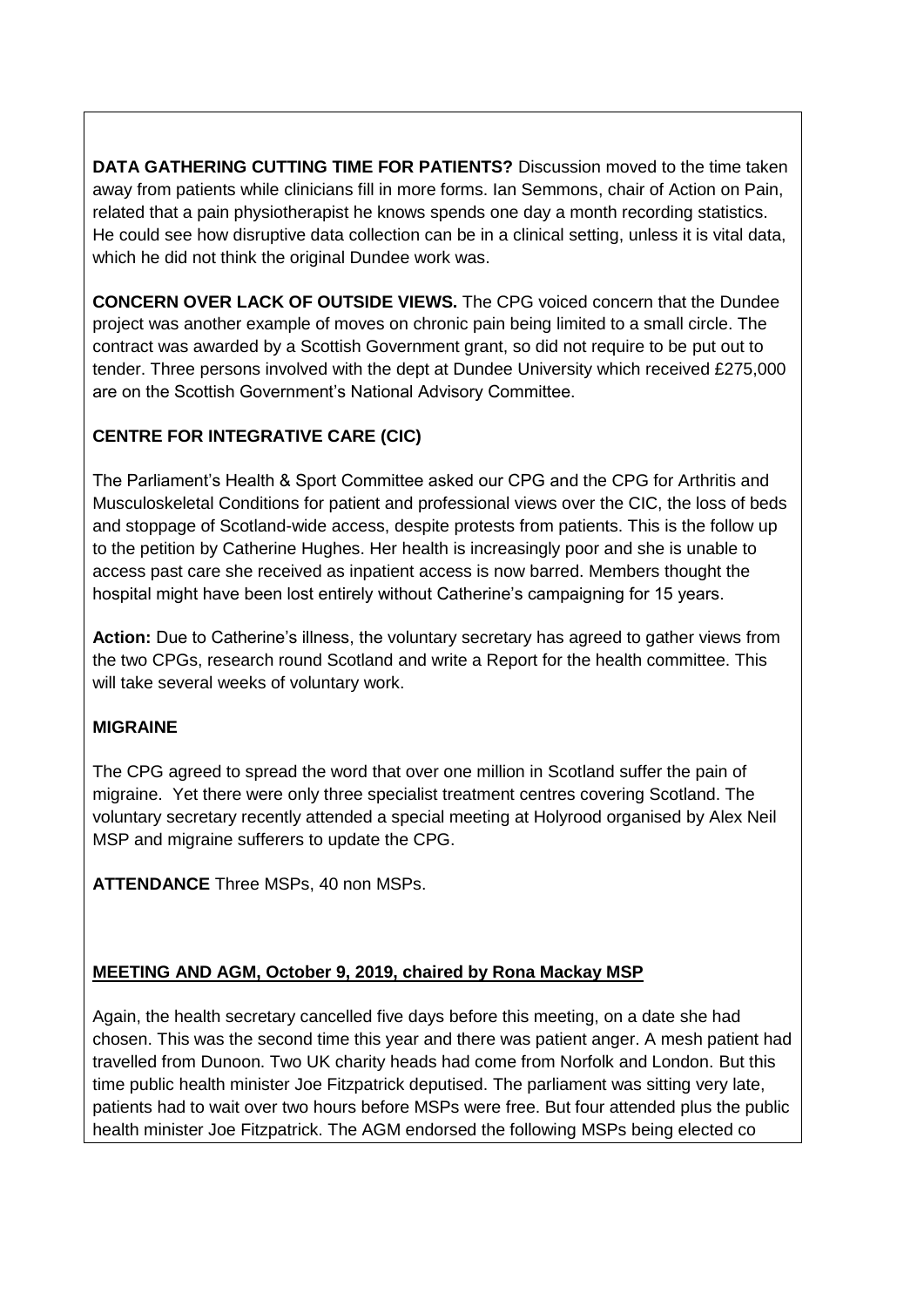**DATA GATHERING CUTTING TIME FOR PATIENTS?** Discussion moved to the time taken away from patients while clinicians fill in more forms. Ian Semmons, chair of Action on Pain, related that a pain physiotherapist he knows spends one day a month recording statistics. He could see how disruptive data collection can be in a clinical setting, unless it is vital data, which he did not think the original Dundee work was.

**CONCERN OVER LACK OF OUTSIDE VIEWS.** The CPG voiced concern that the Dundee project was another example of moves on chronic pain being limited to a small circle. The contract was awarded by a Scottish Government grant, so did not require to be put out to tender. Three persons involved with the dept at Dundee University which received £275,000 are on the Scottish Government's National Advisory Committee.

**CENTRE FOR INTEGRATIVE CARE (CIC)**

The Parliament's Health & Sport Committee asked our CPG and the CPG for Arthritis and Musculoskeletal Conditions for patient and professional views over the CIC, the loss of beds and stoppage of Scotland-wide access, despite protests from patients. This is the follow up to the petition by Catherine Hughes. Her health is increasingly poor and she is unable to access past care she received as inpatient access is now barred. Members thought the hospital might have been lost entirely without Catherine's campaigning for 15 years.

**Action:** Due to Catherine's illness, the voluntary secretary has agreed to gather views from the two CPGs, research round Scotland and write a Report for the health committee. This will take several weeks of voluntary work.

**MIGRAINE**

The CPG agreed to spread the word that over one million in Scotland suffer the pain of migraine. Yet there were only three specialist treatment centres covering Scotland. The voluntary secretary recently attended a special meeting at Holyrood organised by Alex Neil MSP and migraine sufferers to update the CPG.

**ATTENDANCE** Three MSPs, 40 non MSPs.

**MEETING AND AGM, October 9, 2019, chaired by Rona Mackay MSP**

Again, the health secretary cancelled five days before this meeting, on a date she had chosen. This was the second time this year and there was patient anger. A mesh patient had travelled from Dunoon. Two UK charity heads had come from Norfolk and London. But this time public health minister Joe Fitzpatrick deputised. The parliament was sitting very late, patients had to wait over two hours before MSPs were free. But four attended plus the public health minister Joe Fitzpatrick. The AGM endorsed the following MSPs being elected co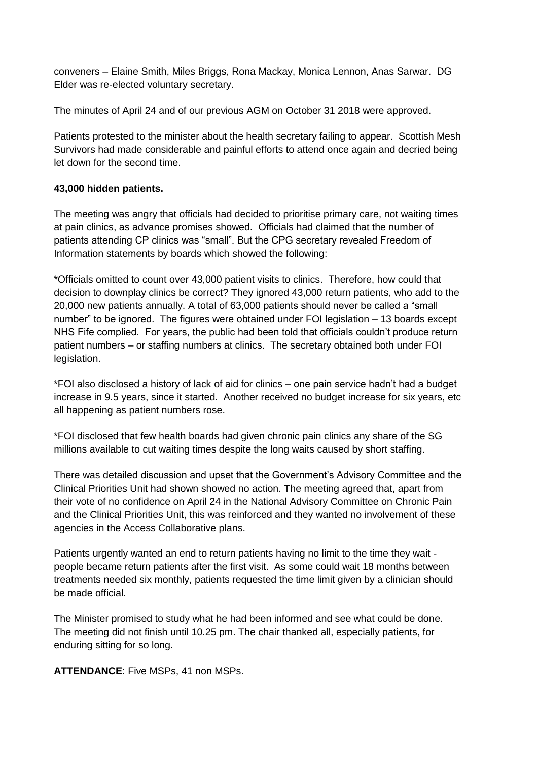conveners – Elaine Smith, Miles Briggs, Rona Mackay, Monica Lennon, Anas Sarwar. DG Elder was re-elected voluntary secretary.

The minutes of April 24 and of our previous AGM on October 31 2018 were approved.

Patients protested to the minister about the health secretary failing to appear. Scottish Mesh Survivors had made considerable and painful efforts to attend once again and decried being let down for the second time.

**43,000 hidden patients.**

The meeting was angry that officials had decided to prioritise primary care, not waiting times at pain clinics, as advance promises showed. Officials had claimed that the number of patients attending CP clinics was "small". But the CPG secretary revealed Freedom of Information statements by boards which showed the following:

*Officials omitted to count over 43,000 patient visits to clinics. Therefore, how could that decision to downplay clinics be correct? They ignored 43,000 return patients, who add to the 20,000 new patients annually. A total of 63,000 patients should never be called a "small number" to be ignored. The figures were obtained under FOI legislation – 13 boards except NHS Fife complied. For years, the public had been told that officials couldn't produce return patient numbers – or staffing numbers at clinics. The secretary obtained both under FOI legislation.

*FOI also disclosed a history of lack of aid for clinics – one pain service hadn't had a budget increase in 9.5 years, since it started. Another received no budget increase for six years, etc all happening as patient numbers rose.

*FOI disclosed that few health boards had given chronic pain clinics any share of the SG millions available to cut waiting times despite the long waits caused by short staffing.

There was detailed discussion and upset that the Government's Advisory Committee and the Clinical Priorities Unit had shown showed no action. The meeting agreed that, apart from their vote of no confidence on April 24 in the National Advisory Committee on Chronic Pain and the Clinical Priorities Unit, this was reinforced and they wanted no involvement of these agencies in the Access Collaborative plans.

Patients urgently wanted an end to return patients having no limit to the time they wait - people became return patients after the first visit. As some could wait 18 months between treatments needed six monthly, patients requested the time limit given by a clinician should be made official.

The Minister promised to study what he had been informed and see what could be done. The meeting did not finish until 10.25 pm. The chair thanked all, especially patients, for enduring sitting for so long.

**ATTENDANCE**: Five MSPs, 41 non MSPs.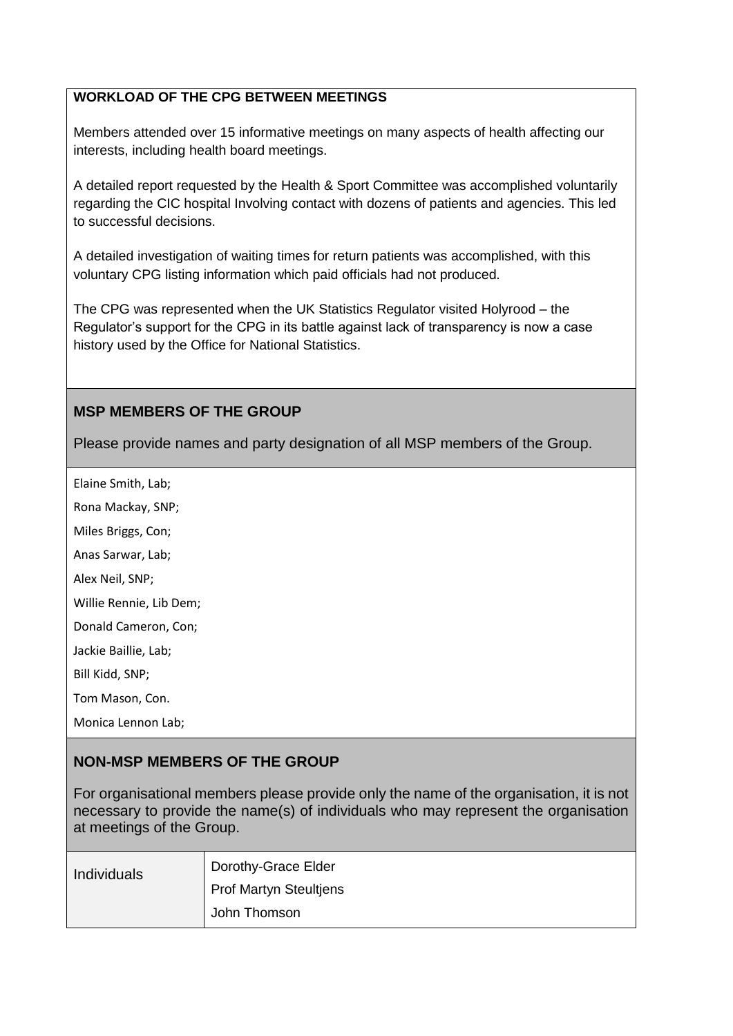**WORKLOAD OF THE CPG BETWEEN MEETINGS**

Members attended over 15 informative meetings on many aspects of health affecting our interests, including health board meetings.

A detailed report requested by the Health & Sport Committee was accomplished voluntarily regarding the CIC hospital Involving contact with dozens of patients and agencies. This led to successful decisions.

A detailed investigation of waiting times for return patients was accomplished, with this voluntary CPG listing information which paid officials had not produced.

The CPG was represented when the UK Statistics Regulator visited Holyrood – the Regulator's support for the CPG in its battle against lack of transparency is now a case history used by the Office for National Statistics.

## MSP MEMBERS OF THE GROUP

Please provide names and party designation of all MSP members of the Group.

Elaine Smith, Lab;

Rona Mackay, SNP;

Miles Briggs, Con;

Anas Sarwar, Lab;

Alex Neil, SNP;

Willie Rennie, Lib Dem;

Donald Cameron, Con;

Jackie Baillie, Lab;

Bill Kidd, SNP;

Tom Mason, Con.

Monica Lennon Lab;

## NON-MSP MEMBERS OF THE GROUP

For organisational members please provide only the name of the organisation, it is not necessary to provide the name(s) of individuals who may represent the organisation at meetings of the Group.

| Individuals | Dorothy-Grace Elder<br>Prof Martyn Steultjens<br>John Thomson |
|---|---|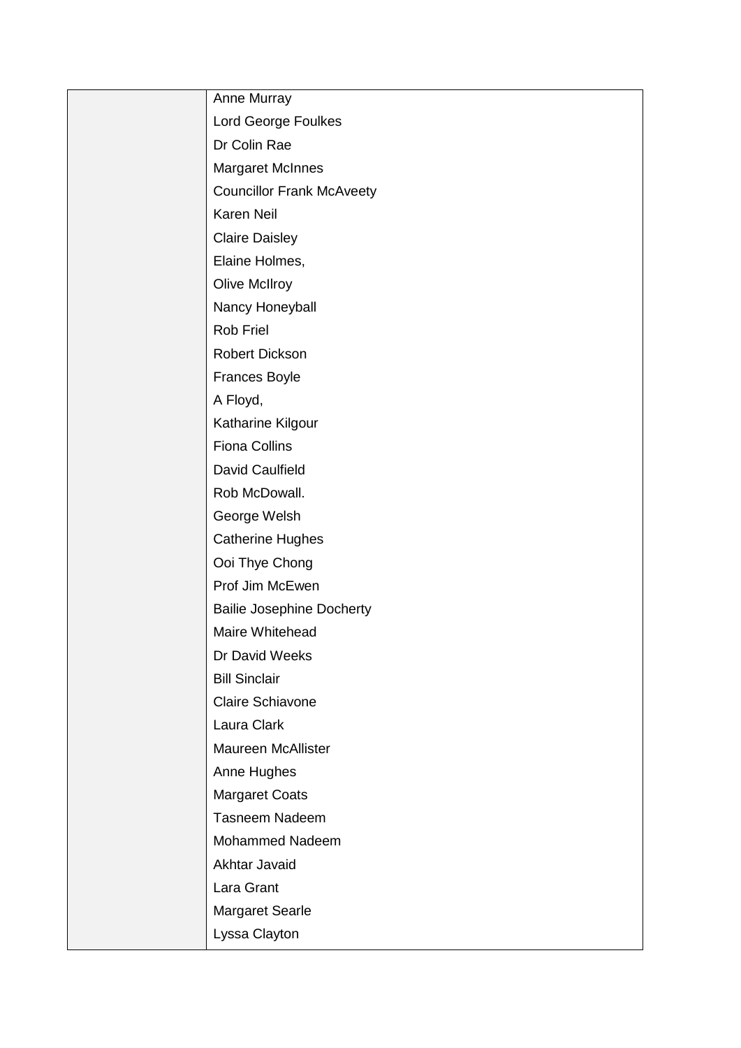| | |
|---|---|
| | Anne Murray |
| | Lord George Foulkes |
| | Dr Colin Rae |
| | Margaret McInnes |
| | Councillor Frank McAveety |
| | Karen Neil |
| | Claire Daisley |
| | Elaine Holmes, |
| | Olive McIlroy |
| | Nancy Honeyball |
| | Rob Friel |
| | Robert Dickson |
| | Frances Boyle |
| | A Floyd, |
| | Katharine Kilgour |
| | Fiona Collins |
| | David Caulfield |
| | Rob McDowall. |
| | George Welsh |
| | Catherine Hughes |
| | Ooi Thye Chong |
| | Prof Jim McEwen |
| | Bailie Josephine Docherty |
| | Maire Whitehead |
| | Dr David Weeks |
| | Bill Sinclair |
| | Claire Schiavone |
| | Laura Clark |
| | Maureen McAllister |
| | Anne Hughes |
| | Margaret Coats |
| | Tasneem Nadeem |
| | Mohammed Nadeem |
| | Akhtar Javaid |
| | Lara Grant |
| | Margaret Searle |
| | Lyssa Clayton |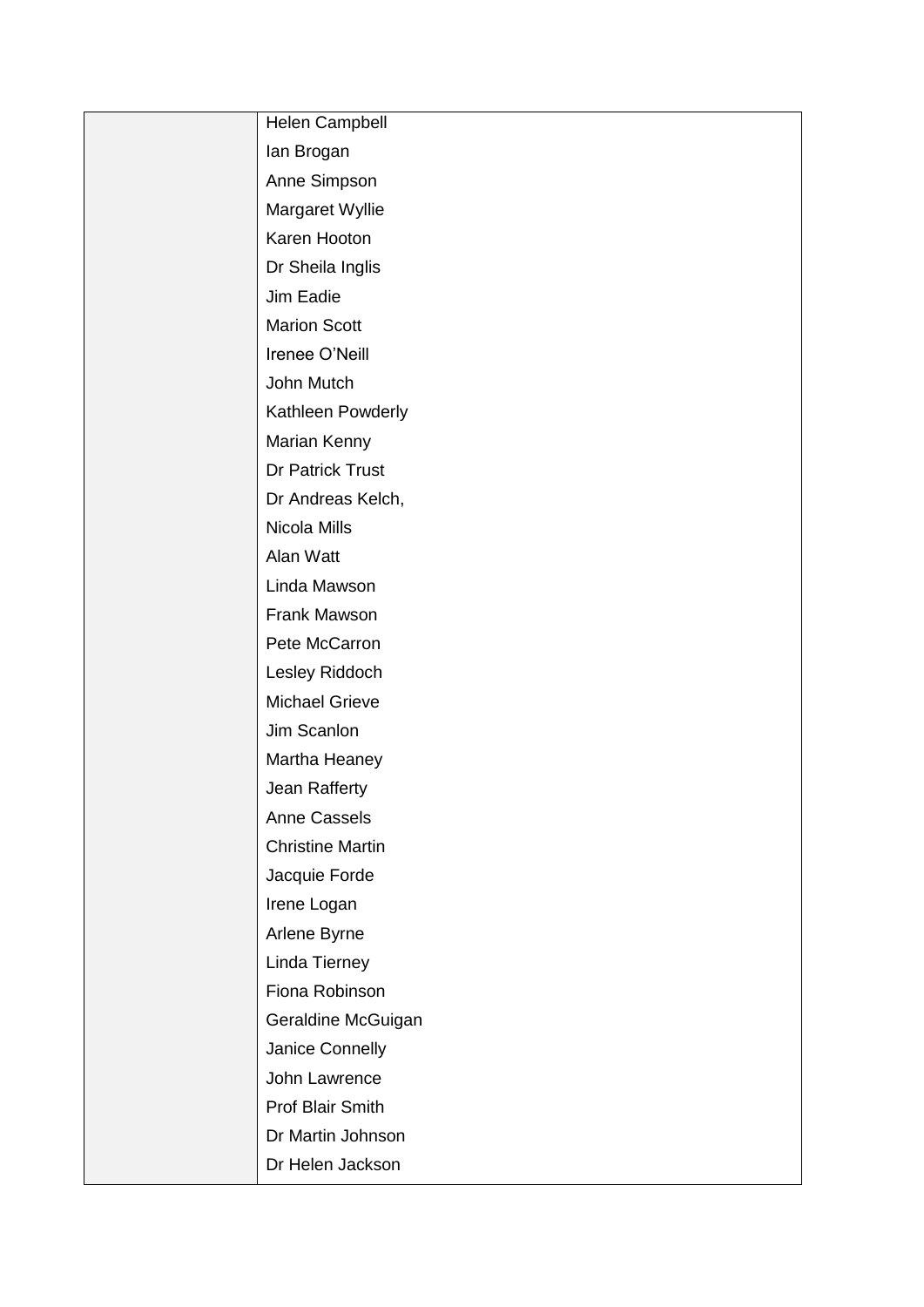| | |
|---|---|
| | Helen Campbell |
| | Ian Brogan |
| | Anne Simpson |
| | Margaret Wyllie |
| | Karen Hooton |
| | Dr Sheila Inglis |
| | Jim Eadie |
| | Marion Scott |
| | Irenee O'Neill |
| | John Mutch |
| | Kathleen Powderly |
| | Marian Kenny |
| | Dr Patrick Trust |
| | Dr Andreas Kelch, |
| | Nicola Mills |
| | Alan Watt |
| | Linda Mawson |
| | Frank Mawson |
| | Pete McCarron |
| | Lesley Riddoch |
| | Michael Grieve |
| | Jim Scanlon |
| | Martha Heaney |
| | Jean Rafferty |
| | Anne Cassels |
| | Christine Martin |
| | Jacquie Forde |
| | Irene Logan |
| | Arlene Byrne |
| | Linda Tierney |
| | Fiona Robinson |
| | Geraldine McGuigan |
| | Janice Connelly |
| | John Lawrence |
| | Prof Blair Smith |
| | Dr Martin Johnson |
| | Dr Helen Jackson |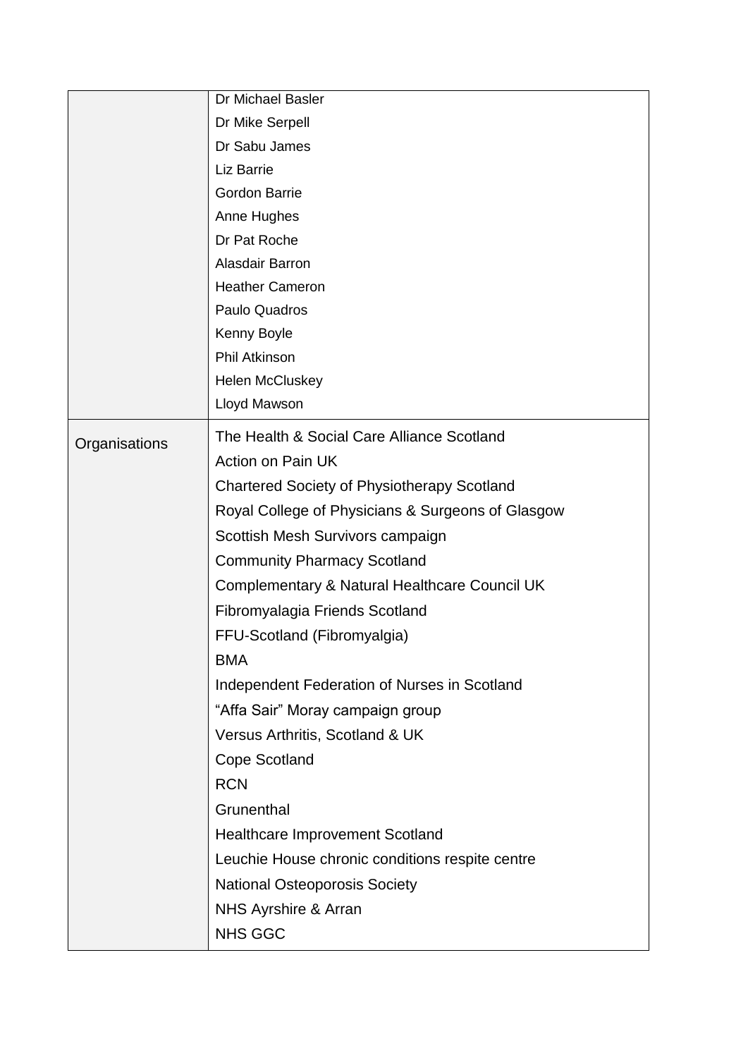| | |
|---|---|
| | Dr Michael Basler<br>Dr Mike Serpell<br>Dr Sabu James<br>Liz Barrie<br>Gordon Barrie<br>Anne Hughes<br>Dr Pat Roche<br>Alasdair Barron<br>Heather Cameron<br>Paulo Quadros<br>Kenny Boyle<br>Phil Atkinson<br>Helen McCluskey<br>Lloyd Mawson |
| Organisations | The Health & Social Care Alliance Scotland<br>Action on Pain UK<br>Chartered Society of Physiotherapy Scotland<br>Royal College of Physicians & Surgeons of Glasgow<br>Scottish Mesh Survivors campaign<br>Community Pharmacy Scotland<br>Complementary & Natural Healthcare Council UK<br>Fibromyalagia Friends Scotland<br>FFU-Scotland (Fibromyalgia)<br>BMA<br>Independent Federation of Nurses in Scotland<br>“Affa Sair” Moray campaign group<br>Versus Arthritis, Scotland & UK<br>Cope Scotland<br>RCN<br>Grunenthal<br>Healthcare Improvement Scotland<br>Leuchie House chronic conditions respite centre<br>National Osteoporosis Society<br>NHS Ayrshire & Arran<br>NHS GGC |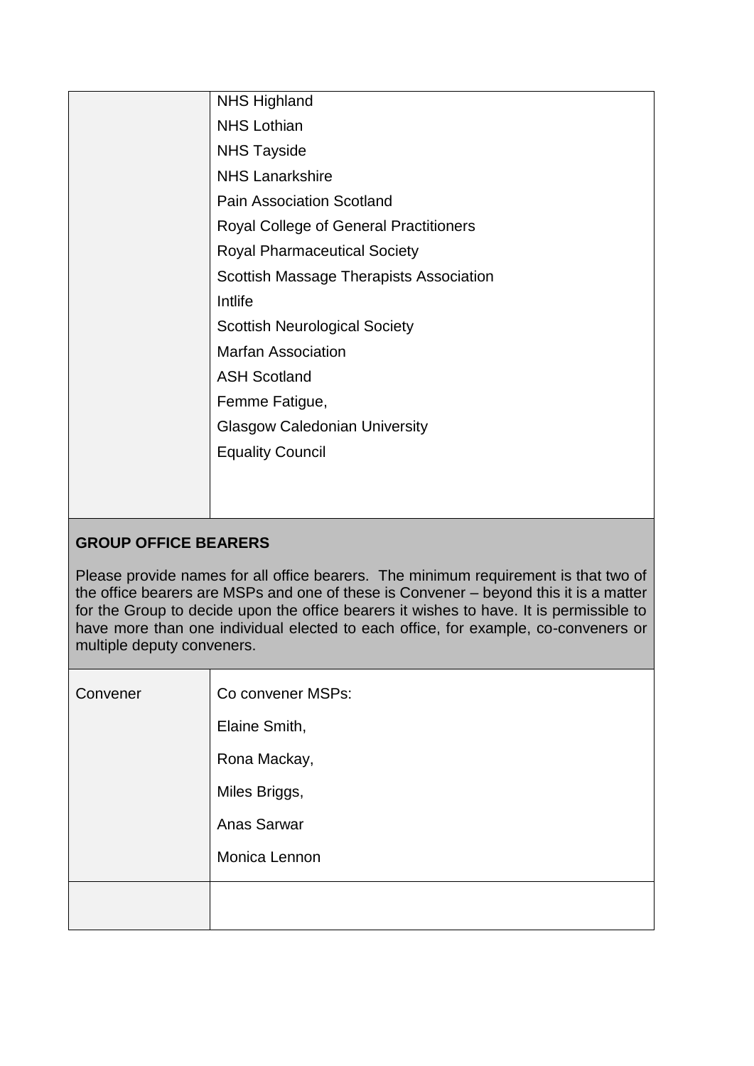| | |
|---|---|
| | NHS Highland<br>NHS Lothian<br>NHS Tayside<br>NHS Lanarkshire<br>Pain Association Scotland<br>Royal College of General Practitioners<br>Royal Pharmaceutical Society<br>Scottish Massage Therapists Association<br>Intlife<br>Scottish Neurological Society<br>Marfan Association<br>ASH Scotland<br>Femme Fatigue,<br>Glasgow Caledonian University<br>Equality Council |

**GROUP OFFICE BEARERS**

Please provide names for all office bearers. The minimum requirement is that two of the office bearers are MSPs and one of these is Convener – beyond this it is a matter for the Group to decide upon the office bearers it wishes to have. It is permissible to have more than one individual elected to each office, for example, co-conveners or multiple deputy conveners.

| | |
|---|---|
| Convener | Co convener MSPs:<br>Elaine Smith,<br>Rona Mackay,<br>Miles Briggs,<br>Anas Sarwar<br>Monica Lennon |
| | |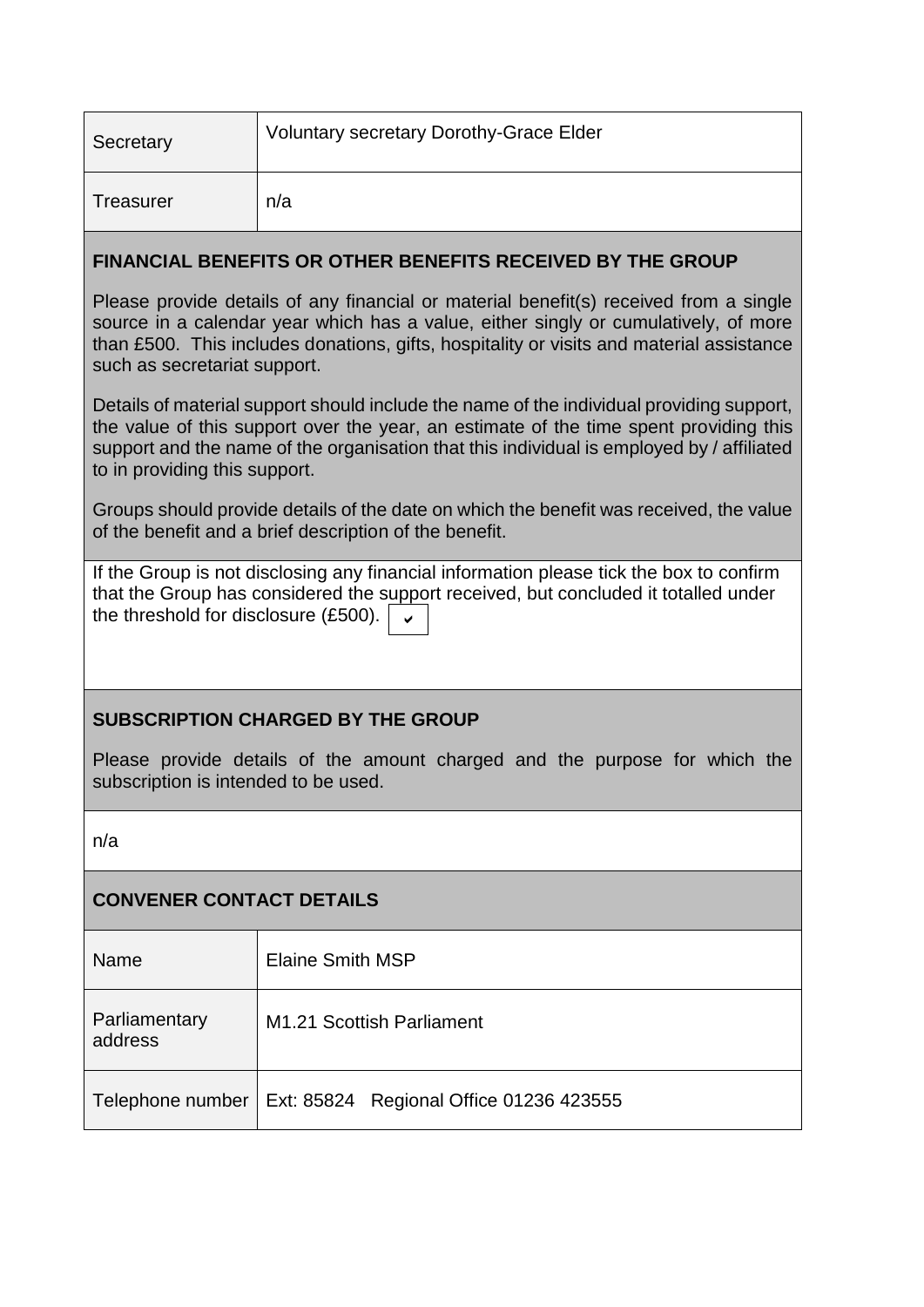| | |
|---|---|
| Secretary | Voluntary secretary Dorothy-Grace Elder |
| Treasurer | n/a |

**FINANCIAL BENEFITS OR OTHER BENEFITS RECEIVED BY THE GROUP**

Please provide details of any financial or material benefit(s) received from a single source in a calendar year which has a value, either singly or cumulatively, of more than £500. This includes donations, gifts, hospitality or visits and material assistance such as secretariat support.

Details of material support should include the name of the individual providing support, the value of this support over the year, an estimate of the time spent providing this support and the name of the organisation that this individual is employed by / affiliated to in providing this support.

Groups should provide details of the date on which the benefit was received, the value of the benefit and a brief description of the benefit.

If the Group is not disclosing any financial information please tick the box to confirm that the Group has considered the support received, but concluded it totalled under the threshold for disclosure (£500). ✔

**SUBSCRIPTION CHARGED BY THE GROUP**

Please provide details of the amount charged and the purpose for which the subscription is intended to be used.

n/a

**CONVENER CONTACT DETAILS**

| | |
|---|---|
| Name | Elaine Smith MSP |
| Parliamentary address | M1.21 Scottish Parliament |
| Telephone number | Ext: 85824 Regional Office 01236 423555 |